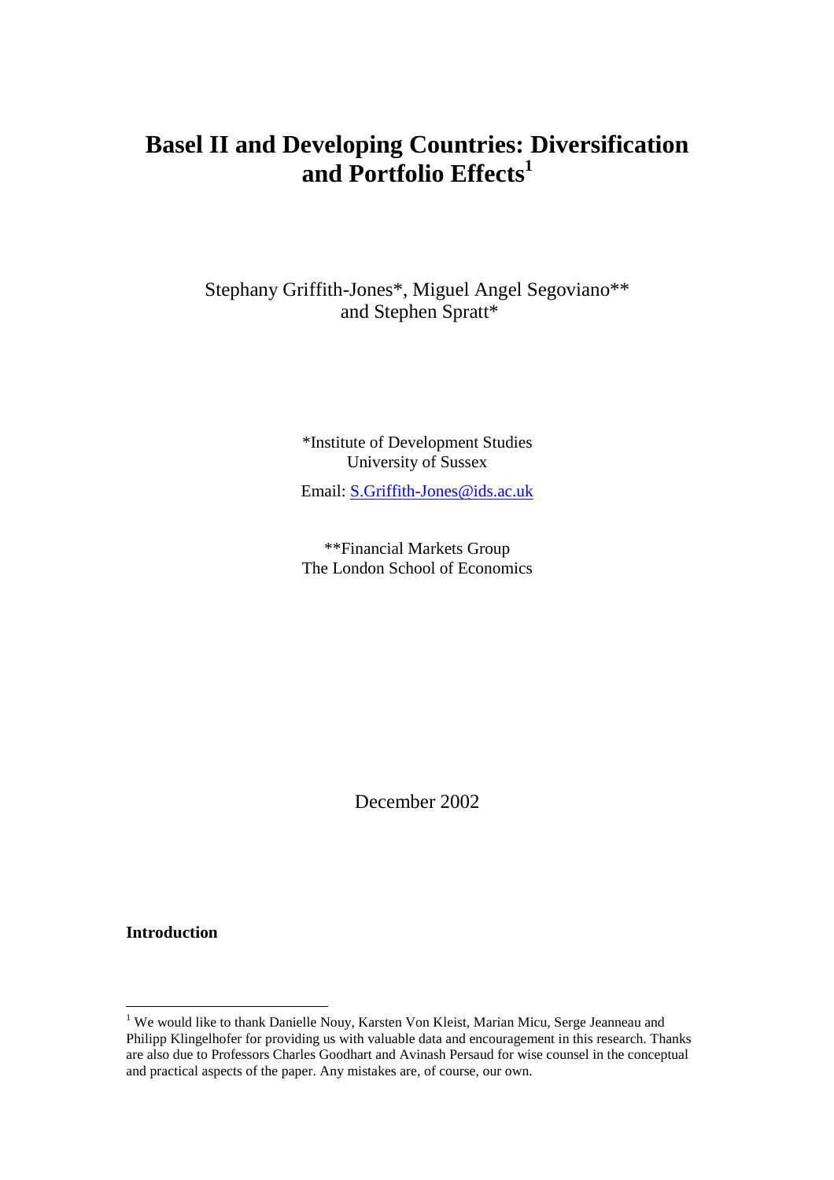# Basel II and Developing Countries: Diversification and Portfolio Effects[1]

Stephany Griffith-Jones*, Miguel Angel Segoviano** and Stephen Spratt*

*Institute of Development Studies
University of Sussex

Email: S.Griffith-Jones@ids.ac.uk

**Financial Markets Group
The London School of Economics

December 2002

**Introduction**

[1] We would like to thank Danielle Nouy, Karsten Von Kleist, Marian Micu, Serge Jeanneau and Philipp Klingelhofer for providing us with valuable data and encouragement in this research. Thanks are also due to Professors Charles Goodhart and Avinash Persaud for wise counsel in the conceptual and practical aspects of the paper. Any mistakes are, of course, our own.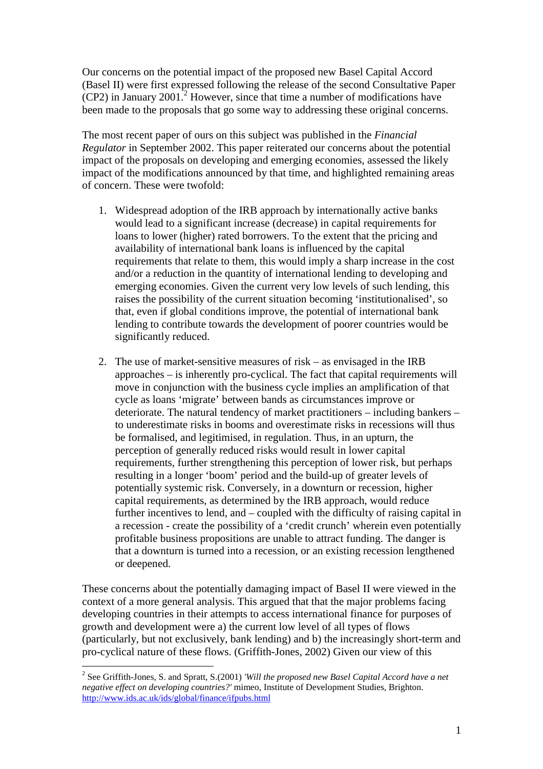Our concerns on the potential impact of the proposed new Basel Capital Accord (Basel II) were first expressed following the release of the second Consultative Paper (CP2) in January 2001.[2] However, since that time a number of modifications have been made to the proposals that go some way to addressing these original concerns.

The most recent paper of ours on this subject was published in the *Financial Regulator* in September 2002. This paper reiterated our concerns about the potential impact of the proposals on developing and emerging economies, assessed the likely impact of the modifications announced by that time, and highlighted remaining areas of concern. These were twofold:

1. Widespread adoption of the IRB approach by internationally active banks would lead to a significant increase (decrease) in capital requirements for loans to lower (higher) rated borrowers. To the extent that the pricing and availability of international bank loans is influenced by the capital requirements that relate to them, this would imply a sharp increase in the cost and/or a reduction in the quantity of international lending to developing and emerging economies. Given the current very low levels of such lending, this raises the possibility of the current situation becoming 'institutionalised', so that, even if global conditions improve, the potential of international bank lending to contribute towards the development of poorer countries would be significantly reduced.

2. The use of market-sensitive measures of risk – as envisaged in the IRB approaches – is inherently pro-cyclical. The fact that capital requirements will move in conjunction with the business cycle implies an amplification of that cycle as loans 'migrate' between bands as circumstances improve or deteriorate. The natural tendency of market practitioners – including bankers – to underestimate risks in booms and overestimate risks in recessions will thus be formalised, and legitimised, in regulation. Thus, in an upturn, the perception of generally reduced risks would result in lower capital requirements, further strengthening this perception of lower risk, but perhaps resulting in a longer 'boom' period and the build-up of greater levels of potentially systemic risk. Conversely, in a downturn or recession, higher capital requirements, as determined by the IRB approach, would reduce further incentives to lend, and – coupled with the difficulty of raising capital in a recession - create the possibility of a 'credit crunch' wherein even potentially profitable business propositions are unable to attract funding. The danger is that a downturn is turned into a recession, or an existing recession lengthened or deepened.

These concerns about the potentially damaging impact of Basel II were viewed in the context of a more general analysis. This argued that that the major problems facing developing countries in their attempts to access international finance for purposes of growth and development were a) the current low level of all types of flows (particularly, but not exclusively, bank lending) and b) the increasingly short-term and pro-cyclical nature of these flows. (Griffith-Jones, 2002) Given our view of this

[2] See Griffith-Jones, S. and Spratt, S.(2001) *'Will the proposed new Basel Capital Accord have a net negative effect on developing countries?'* mimeo, Institute of Development Studies, Brighton. http://www.ids.ac.uk/ids/global/finance/ifpubs.html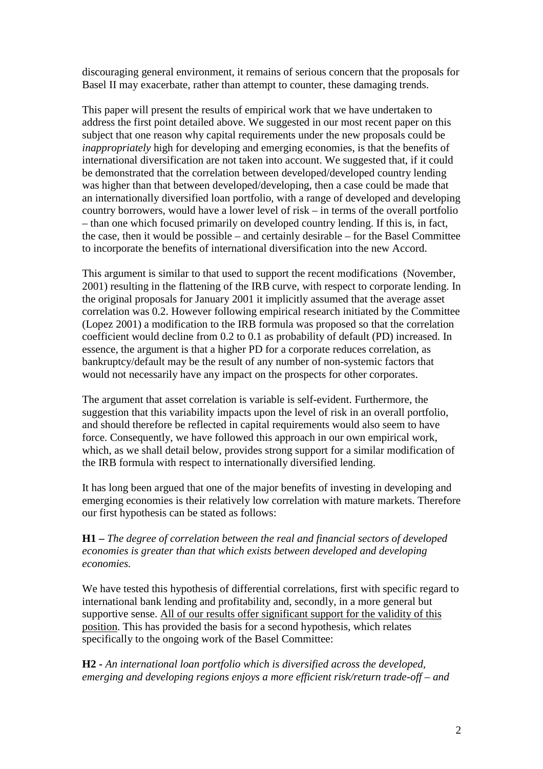discouraging general environment, it remains of serious concern that the proposals for Basel II may exacerbate, rather than attempt to counter, these damaging trends.

This paper will present the results of empirical work that we have undertaken to address the first point detailed above. We suggested in our most recent paper on this subject that one reason why capital requirements under the new proposals could be *inappropriately* high for developing and emerging economies, is that the benefits of international diversification are not taken into account. We suggested that, if it could be demonstrated that the correlation between developed/developed country lending was higher than that between developed/developing, then a case could be made that an internationally diversified loan portfolio, with a range of developed and developing country borrowers, would have a lower level of risk – in terms of the overall portfolio – than one which focused primarily on developed country lending. If this is, in fact, the case, then it would be possible – and certainly desirable – for the Basel Committee to incorporate the benefits of international diversification into the new Accord.

This argument is similar to that used to support the recent modifications (November, 2001) resulting in the flattening of the IRB curve, with respect to corporate lending. In the original proposals for January 2001 it implicitly assumed that the average asset correlation was 0.2. However following empirical research initiated by the Committee (Lopez 2001) a modification to the IRB formula was proposed so that the correlation coefficient would decline from 0.2 to 0.1 as probability of default (PD) increased. In essence, the argument is that a higher PD for a corporate reduces correlation, as bankruptcy/default may be the result of any number of non-systemic factors that would not necessarily have any impact on the prospects for other corporates.

The argument that asset correlation is variable is self-evident. Furthermore, the suggestion that this variability impacts upon the level of risk in an overall portfolio, and should therefore be reflected in capital requirements would also seem to have force. Consequently, we have followed this approach in our own empirical work, which, as we shall detail below, provides strong support for a similar modification of the IRB formula with respect to internationally diversified lending.

It has long been argued that one of the major benefits of investing in developing and emerging economies is their relatively low correlation with mature markets. Therefore our first hypothesis can be stated as follows:

**H1 –** *The degree of correlation between the real and financial sectors of developed economies is greater than that which exists between developed and developing economies.*

We have tested this hypothesis of differential correlations, first with specific regard to international bank lending and profitability and, secondly, in a more general but supportive sense. <u>All of our results offer significant support for the validity of this position</u>. This has provided the basis for a second hypothesis, which relates specifically to the ongoing work of the Basel Committee:

**H2 -** *An international loan portfolio which is diversified across the developed, emerging and developing regions enjoys a more efficient risk/return trade-off – and*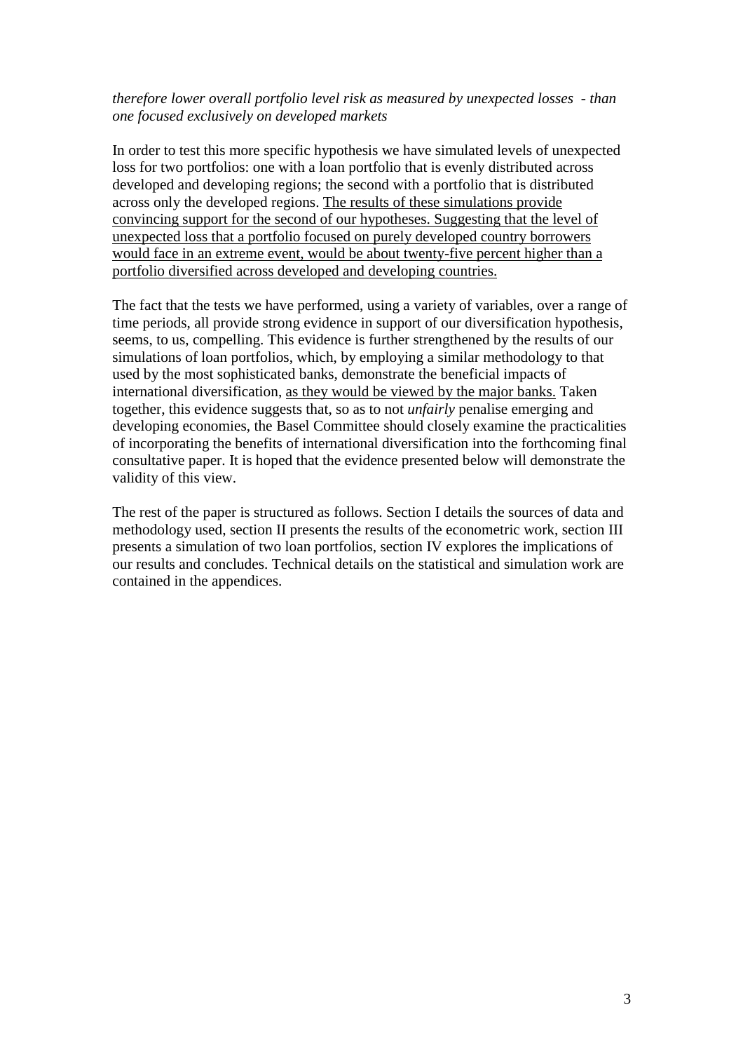*therefore lower overall portfolio level risk as measured by unexpected losses - than one focused exclusively on developed markets*

In order to test this more specific hypothesis we have simulated levels of unexpected loss for two portfolios: one with a loan portfolio that is evenly distributed across developed and developing regions; the second with a portfolio that is distributed across only the developed regions. <u>The results of these simulations provide convincing support for the second of our hypotheses. Suggesting that the level of unexpected loss that a portfolio focused on purely developed country borrowers would face in an extreme event, would be about twenty-five percent higher than a portfolio diversified across developed and developing countries.</u>

The fact that the tests we have performed, using a variety of variables, over a range of time periods, all provide strong evidence in support of our diversification hypothesis, seems, to us, compelling. This evidence is further strengthened by the results of our simulations of loan portfolios, which, by employing a similar methodology to that used by the most sophisticated banks, demonstrate the beneficial impacts of international diversification, <u>as they would be viewed by the major banks.</u> Taken together, this evidence suggests that, so as to not *unfairly* penalise emerging and developing economies, the Basel Committee should closely examine the practicalities of incorporating the benefits of international diversification into the forthcoming final consultative paper. It is hoped that the evidence presented below will demonstrate the validity of this view.

The rest of the paper is structured as follows. Section I details the sources of data and methodology used, section II presents the results of the econometric work, section III presents a simulation of two loan portfolios, section IV explores the implications of our results and concludes. Technical details on the statistical and simulation work are contained in the appendices.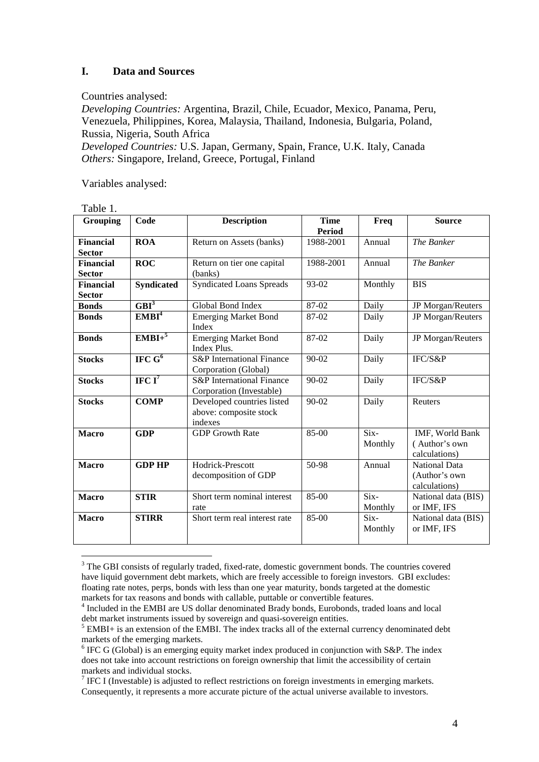## I. Data and Sources

Countries analysed:

*Developing Countries:* Argentina, Brazil, Chile, Ecuador, Mexico, Panama, Peru, Venezuela, Philippines, Korea, Malaysia, Thailand, Indonesia, Bulgaria, Poland, Russia, Nigeria, South Africa

*Developed Countries:* U.S. Japan, Germany, Spain, France, U.K. Italy, Canada

*Others:* Singapore, Ireland, Greece, Portugal, Finland

Variables analysed:

Table 1.

| Grouping | Code | Description | Time Period | Freq | Source |
|---|---|---|---|---|---|
| **Financial Sector** | **ROA** | Return on Assets (banks) | 1988-2001 | Annual | *The Banker* |
| **Financial Sector** | **ROC** | Return on tier one capital (banks) | 1988-2001 | Annual | *The Banker* |
| **Financial Sector** | **Syndicated** | Syndicated Loans Spreads | 93-02 | Monthly | BIS |
| **Bonds** | **GBI**[3] | Global Bond Index | 87-02 | Daily | JP Morgan/Reuters |
| **Bonds** | **EMBI**[4] | Emerging Market Bond Index | 87-02 | Daily | JP Morgan/Reuters |
| **Bonds** | **EMBI+**[5] | Emerging Market Bond Index Plus. | 87-02 | Daily | JP Morgan/Reuters |
| **Stocks** | **IFC G**[6] | S&P International Finance Corporation (Global) | 90-02 | Daily | IFC/S&P |
| **Stocks** | **IFC I**[7] | S&P International Finance Corporation (Investable) | 90-02 | Daily | IFC/S&P |
| **Stocks** | **COMP** | Developed countries listed above: composite stock indexes | 90-02 | Daily | Reuters |
| **Macro** | **GDP** | GDP Growth Rate | 85-00 | Six-Monthly | IMF, World Bank ( Author's own calculations) |
| **Macro** | **GDP HP** | Hodrick-Prescott decomposition of GDP | 50-98 | Annual | National Data (Author's own calculations) |
| **Macro** | **STIR** | Short term nominal interest rate | 85-00 | Six-Monthly | National data (BIS) or IMF, IFS |
| **Macro** | **STIRR** | Short term real interest rate | 85-00 | Six-Monthly | National data (BIS) or IMF, IFS |

[3] The GBI consists of regularly traded, fixed-rate, domestic government bonds. The countries covered have liquid government debt markets, which are freely accessible to foreign investors. GBI excludes: floating rate notes, perps, bonds with less than one year maturity, bonds targeted at the domestic markets for tax reasons and bonds with callable, puttable or convertible features.

[4] Included in the EMBI are US dollar denominated Brady bonds, Eurobonds, traded loans and local debt market instruments issued by sovereign and quasi-sovereign entities.

[5] EMBI+ is an extension of the EMBI. The index tracks all of the external currency denominated debt markets of the emerging markets.

[6] IFC G (Global) is an emerging equity market index produced in conjunction with S&P. The index does not take into account restrictions on foreign ownership that limit the accessibility of certain markets and individual stocks.

[7] IFC I (Investable) is adjusted to reflect restrictions on foreign investments in emerging markets. Consequently, it represents a more accurate picture of the actual universe available to investors.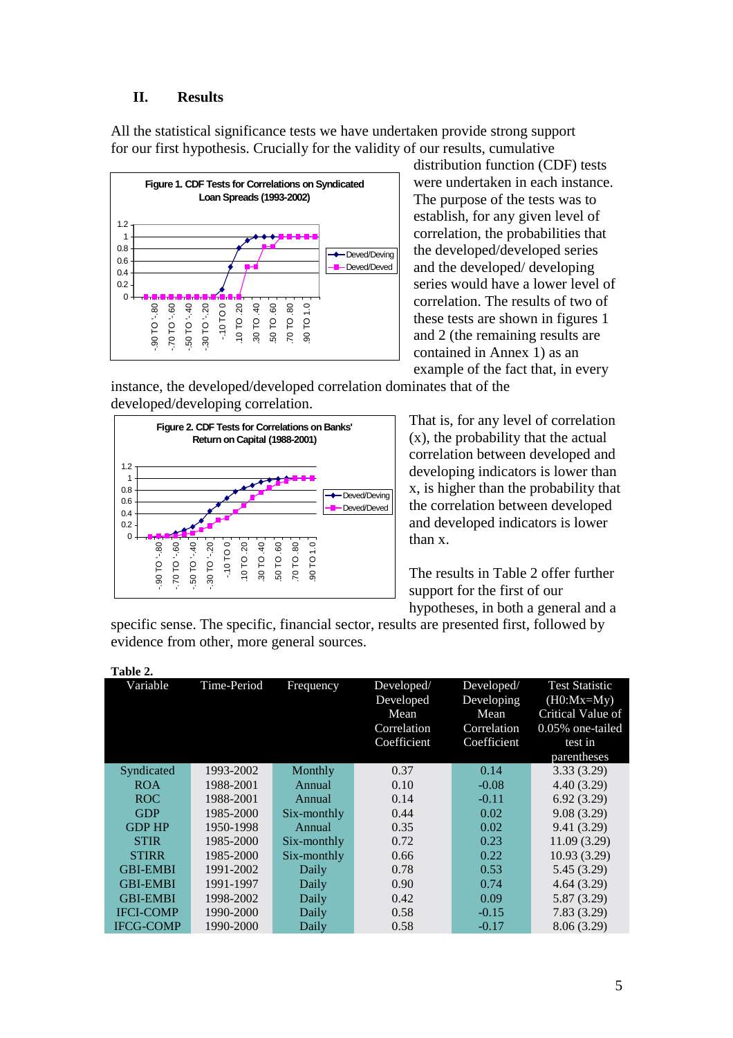## II. Results

All the statistical significance tests we have undertaken provide strong support for our first hypothesis. Crucially for the validity of our results, cumulative distribution function (CDF) tests were undertaken in each instance. The purpose of the tests was to establish, for any given level of correlation, the probabilities that the developed/developed series and the developed/ developing series would have a lower level of correlation. The results of two of these tests are shown in figures 1 and 2 (the remaining results are contained in Annex 1) as an example of the fact that, in every instance, the developed/developed correlation dominates that of the developed/developing correlation.

**Figure 1. CDF Tests for Correlations on Syndicated Loan Spreads (1993-2002)**

**Figure 2. CDF Tests for Correlations on Banks' Return on Capital (1988-2001)**

That is, for any level of correlation (x), the probability that the actual correlation between developed and developing indicators is lower than x, is higher than the probability that the correlation between developed and developed indicators is lower than x.

The results in Table 2 offer further support for the first of our hypotheses, in both a general and a specific sense. The specific, financial sector, results are presented first, followed by evidence from other, more general sources.

**Table 2.**

| Variable | Time-Period | Frequency | Developed/ Developed Mean Correlation Coefficient | Developed/ Developing Mean Correlation Coefficient | Test Statistic (H0:Mx=My) Critical Value of 0.05% one-tailed test in parentheses |
|---|---|---|---|---|---|
| Syndicated | 1993-2002 | Monthly | 0.37 | 0.14 | 3.33 (3.29) |
| ROA | 1988-2001 | Annual | 0.10 | -0.08 | 4.40 (3.29) |
| ROC | 1988-2001 | Annual | 0.14 | -0.11 | 6.92 (3.29) |
| GDP | 1985-2000 | Six-monthly | 0.44 | 0.02 | 9.08 (3.29) |
| GDP HP | 1950-1998 | Annual | 0.35 | 0.02 | 9.41 (3.29) |
| STIR | 1985-2000 | Six-monthly | 0.72 | 0.23 | 11.09 (3.29) |
| STIRR | 1985-2000 | Six-monthly | 0.66 | 0.22 | 10.93 (3.29) |
| GBI-EMBI | 1991-2002 | Daily | 0.78 | 0.53 | 5.45 (3.29) |
| GBI-EMBI | 1991-1997 | Daily | 0.90 | 0.74 | 4.64 (3.29) |
| GBI-EMBI | 1998-2002 | Daily | 0.42 | 0.09 | 5.87 (3.29) |
| IFCI-COMP | 1990-2000 | Daily | 0.58 | -0.15 | 7.83 (3.29) |
| IFCG-COMP | 1990-2000 | Daily | 0.58 | -0.17 | 8.06 (3.29) |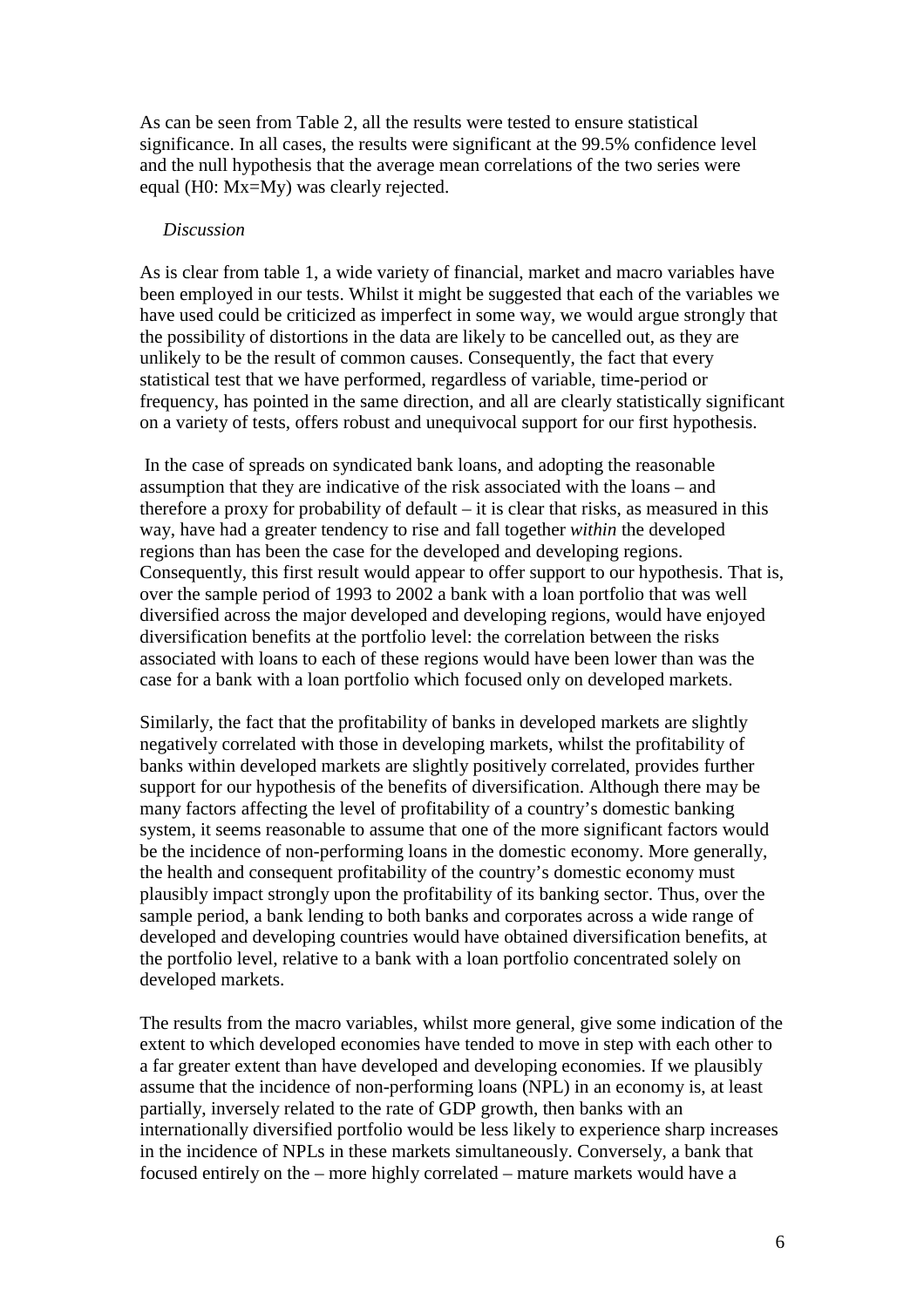As can be seen from Table 2, all the results were tested to ensure statistical significance. In all cases, the results were significant at the 99.5% confidence level and the null hypothesis that the average mean correlations of the two series were equal (H0: Mx=My) was clearly rejected.

*Discussion*

As is clear from table 1, a wide variety of financial, market and macro variables have been employed in our tests. Whilst it might be suggested that each of the variables we have used could be criticized as imperfect in some way, we would argue strongly that the possibility of distortions in the data are likely to be cancelled out, as they are unlikely to be the result of common causes. Consequently, the fact that every statistical test that we have performed, regardless of variable, time-period or frequency, has pointed in the same direction, and all are clearly statistically significant on a variety of tests, offers robust and unequivocal support for our first hypothesis.

In the case of spreads on syndicated bank loans, and adopting the reasonable assumption that they are indicative of the risk associated with the loans – and therefore a proxy for probability of default – it is clear that risks, as measured in this way, have had a greater tendency to rise and fall together *within* the developed regions than has been the case for the developed and developing regions. Consequently, this first result would appear to offer support to our hypothesis. That is, over the sample period of 1993 to 2002 a bank with a loan portfolio that was well diversified across the major developed and developing regions, would have enjoyed diversification benefits at the portfolio level: the correlation between the risks associated with loans to each of these regions would have been lower than was the case for a bank with a loan portfolio which focused only on developed markets.

Similarly, the fact that the profitability of banks in developed markets are slightly negatively correlated with those in developing markets, whilst the profitability of banks within developed markets are slightly positively correlated, provides further support for our hypothesis of the benefits of diversification. Although there may be many factors affecting the level of profitability of a country's domestic banking system, it seems reasonable to assume that one of the more significant factors would be the incidence of non-performing loans in the domestic economy. More generally, the health and consequent profitability of the country's domestic economy must plausibly impact strongly upon the profitability of its banking sector. Thus, over the sample period, a bank lending to both banks and corporates across a wide range of developed and developing countries would have obtained diversification benefits, at the portfolio level, relative to a bank with a loan portfolio concentrated solely on developed markets.

The results from the macro variables, whilst more general, give some indication of the extent to which developed economies have tended to move in step with each other to a far greater extent than have developed and developing economies. If we plausibly assume that the incidence of non-performing loans (NPL) in an economy is, at least partially, inversely related to the rate of GDP growth, then banks with an internationally diversified portfolio would be less likely to experience sharp increases in the incidence of NPLs in these markets simultaneously. Conversely, a bank that focused entirely on the – more highly correlated – mature markets would have a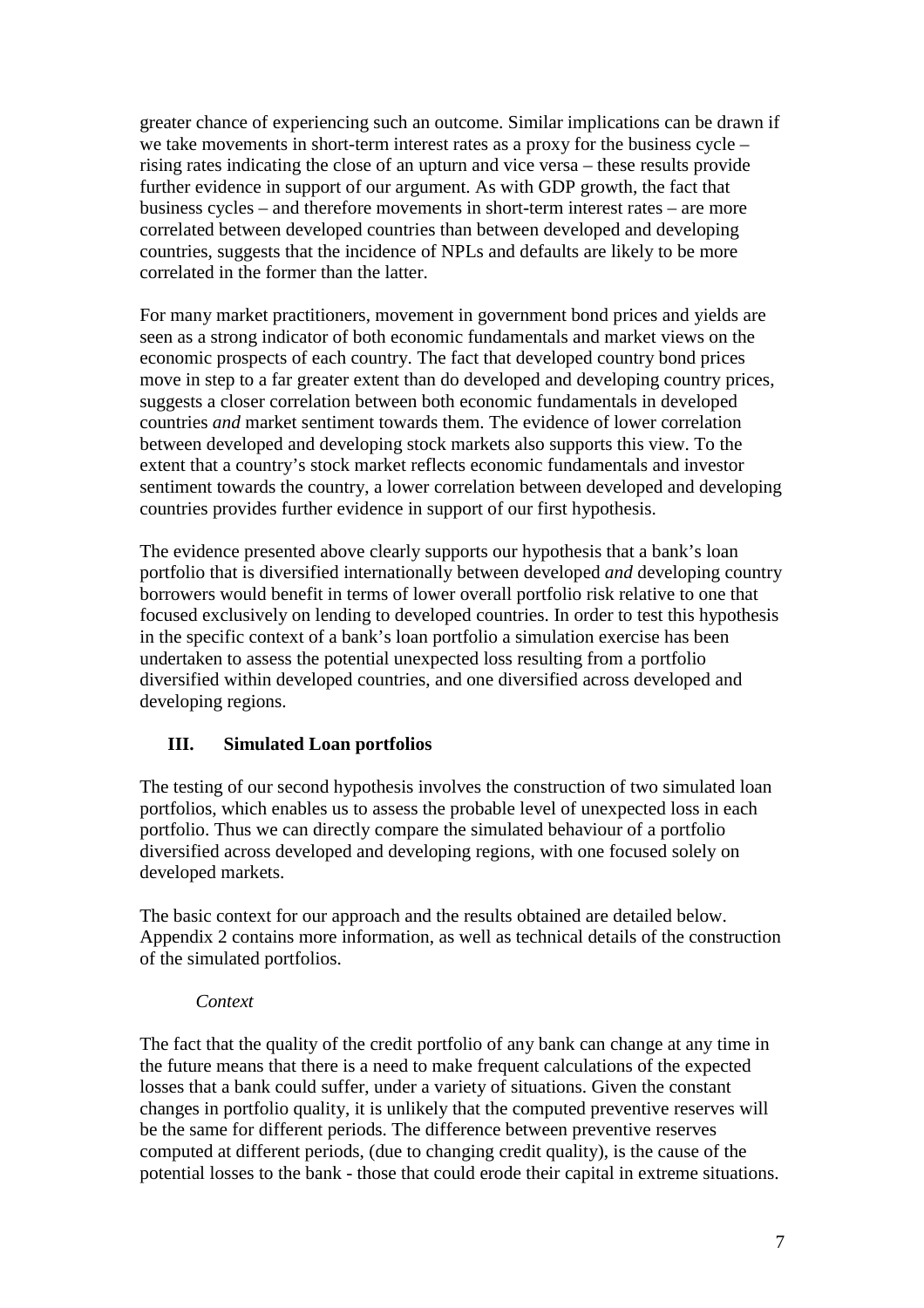greater chance of experiencing such an outcome. Similar implications can be drawn if we take movements in short-term interest rates as a proxy for the business cycle – rising rates indicating the close of an upturn and vice versa – these results provide further evidence in support of our argument. As with GDP growth, the fact that business cycles – and therefore movements in short-term interest rates – are more correlated between developed countries than between developed and developing countries, suggests that the incidence of NPLs and defaults are likely to be more correlated in the former than the latter.

For many market practitioners, movement in government bond prices and yields are seen as a strong indicator of both economic fundamentals and market views on the economic prospects of each country. The fact that developed country bond prices move in step to a far greater extent than do developed and developing country prices, suggests a closer correlation between both economic fundamentals in developed countries *and* market sentiment towards them. The evidence of lower correlation between developed and developing stock markets also supports this view. To the extent that a country's stock market reflects economic fundamentals and investor sentiment towards the country, a lower correlation between developed and developing countries provides further evidence in support of our first hypothesis.

The evidence presented above clearly supports our hypothesis that a bank's loan portfolio that is diversified internationally between developed *and* developing country borrowers would benefit in terms of lower overall portfolio risk relative to one that focused exclusively on lending to developed countries. In order to test this hypothesis in the specific context of a bank's loan portfolio a simulation exercise has been undertaken to assess the potential unexpected loss resulting from a portfolio diversified within developed countries, and one diversified across developed and developing regions.

## III. Simulated Loan portfolios

The testing of our second hypothesis involves the construction of two simulated loan portfolios, which enables us to assess the probable level of unexpected loss in each portfolio. Thus we can directly compare the simulated behaviour of a portfolio diversified across developed and developing regions, with one focused solely on developed markets.

The basic context for our approach and the results obtained are detailed below. Appendix 2 contains more information, as well as technical details of the construction of the simulated portfolios.

### *Context*

The fact that the quality of the credit portfolio of any bank can change at any time in the future means that there is a need to make frequent calculations of the expected losses that a bank could suffer, under a variety of situations. Given the constant changes in portfolio quality, it is unlikely that the computed preventive reserves will be the same for different periods. The difference between preventive reserves computed at different periods, (due to changing credit quality), is the cause of the potential losses to the bank - those that could erode their capital in extreme situations.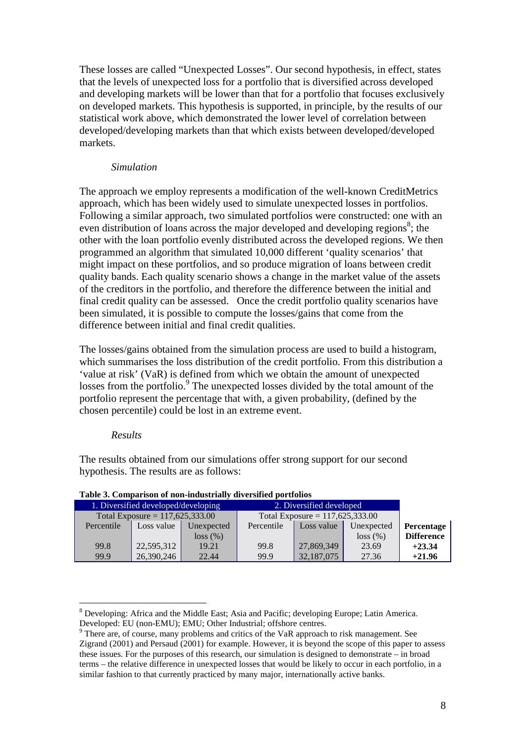These losses are called "Unexpected Losses". Our second hypothesis, in effect, states that the levels of unexpected loss for a portfolio that is diversified across developed and developing markets will be lower than that for a portfolio that focuses exclusively on developed markets. This hypothesis is supported, in principle, by the results of our statistical work above, which demonstrated the lower level of correlation between developed/developing markets than that which exists between developed/developed markets.

*Simulation*

The approach we employ represents a modification of the well-known CreditMetrics approach, which has been widely used to simulate unexpected losses in portfolios. Following a similar approach, two simulated portfolios were constructed: one with an even distribution of loans across the major developed and developing regions[8]; the other with the loan portfolio evenly distributed across the developed regions. We then programmed an algorithm that simulated 10,000 different 'quality scenarios' that might impact on these portfolios, and so produce migration of loans between credit quality bands. Each quality scenario shows a change in the market value of the assets of the creditors in the portfolio, and therefore the difference between the initial and final credit quality can be assessed. Once the credit portfolio quality scenarios have been simulated, it is possible to compute the losses/gains that come from the difference between initial and final credit qualities.

The losses/gains obtained from the simulation process are used to build a histogram, which summarises the loss distribution of the credit portfolio. From this distribution a 'value at risk' (VaR) is defined from which we obtain the amount of unexpected losses from the portfolio.[9] The unexpected losses divided by the total amount of the portfolio represent the percentage that with, a given probability, (defined by the chosen percentile) could be lost in an extreme event.

*Results*

The results obtained from our simulations offer strong support for our second hypothesis. The results are as follows:

**Table 3. Comparison of non-industrially diversified portfolios**

| 1. Diversified developed/developing | | | 2. Diversified developed | | | |
|---|---|---|---|---|---|---|
| Total Exposure = 117,625,333.00 | | | Total Exposure = 117,625,333.00 | | | |
| Percentile | Loss value | Unexpected loss (%) | Percentile | Loss value | Unexpected loss (%) | **Percentage Difference** |
| 99.8 | 22,595,312 | 19.21 | 99.8 | 27,869,349 | 23.69 | **+23.34** |
| 99.9 | 26,390,246 | 22.44 | 99.9 | 32,187,075 | 27.36 | **+21.96** |

[8] Developing: Africa and the Middle East; Asia and Pacific; developing Europe; Latin America. Developed: EU (non-EMU); EMU; Other Industrial; offshore centres.

[9] There are, of course, many problems and critics of the VaR approach to risk management. See Zigrand (2001) and Persaud (2001) for example. However, it is beyond the scope of this paper to assess these issues. For the purposes of this research, our simulation is designed to demonstrate – in broad terms – the relative difference in unexpected losses that would be likely to occur in each portfolio, in a similar fashion to that currently practiced by many major, internationally active banks.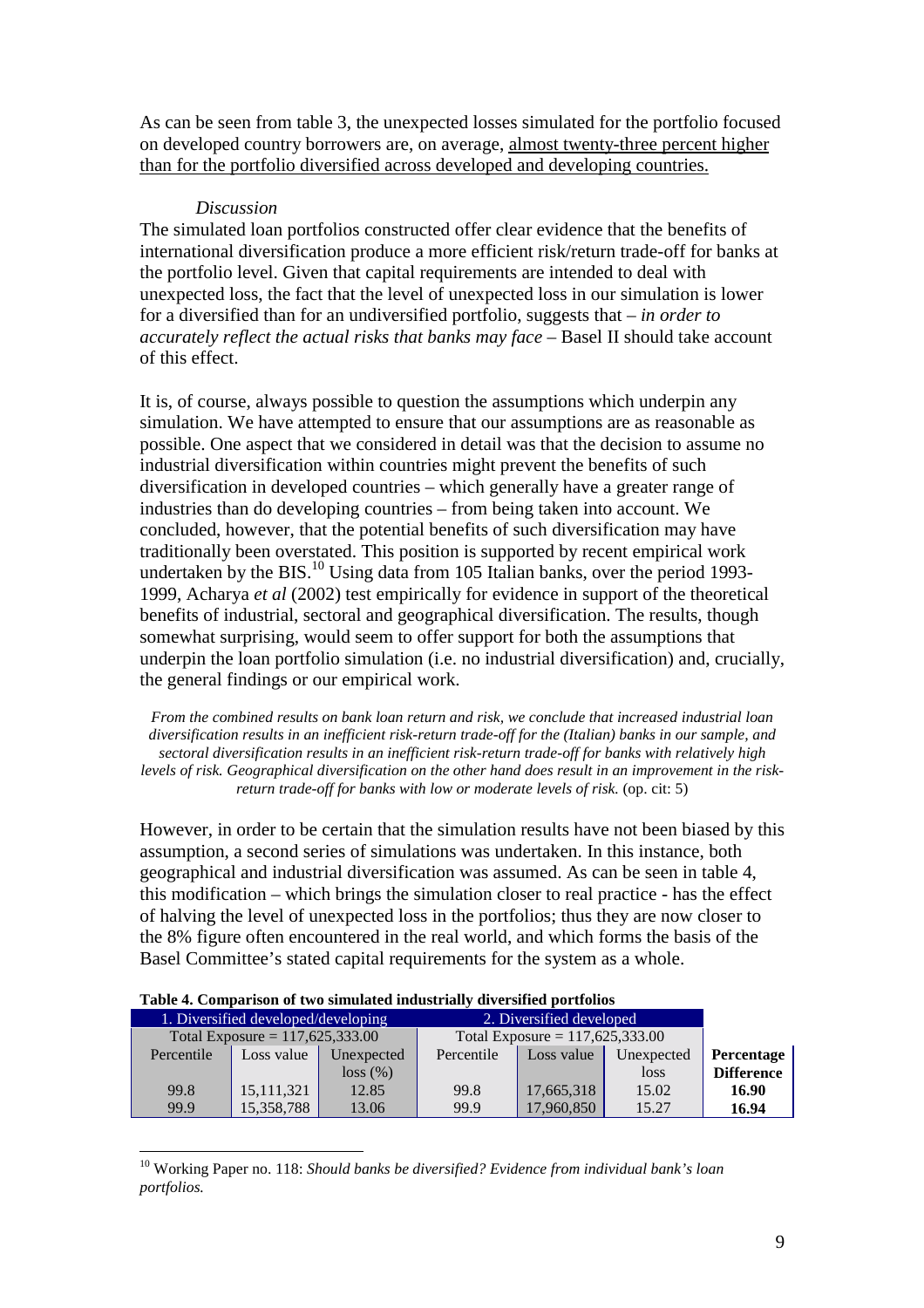As can be seen from table 3, the unexpected losses simulated for the portfolio focused on developed country borrowers are, on average, almost twenty-three percent higher than for the portfolio diversified across developed and developing countries.

*Discussion*

The simulated loan portfolios constructed offer clear evidence that the benefits of international diversification produce a more efficient risk/return trade-off for banks at the portfolio level. Given that capital requirements are intended to deal with unexpected loss, the fact that the level of unexpected loss in our simulation is lower for a diversified than for an undiversified portfolio, suggests that – *in order to accurately reflect the actual risks that banks may face* – Basel II should take account of this effect.

It is, of course, always possible to question the assumptions which underpin any simulation. We have attempted to ensure that our assumptions are as reasonable as possible. One aspect that we considered in detail was that the decision to assume no industrial diversification within countries might prevent the benefits of such diversification in developed countries – which generally have a greater range of industries than do developing countries – from being taken into account. We concluded, however, that the potential benefits of such diversification may have traditionally been overstated. This position is supported by recent empirical work undertaken by the BIS.[10] Using data from 105 Italian banks, over the period 1993-1999, Acharya *et al* (2002) test empirically for evidence in support of the theoretical benefits of industrial, sectoral and geographical diversification. The results, though somewhat surprising, would seem to offer support for both the assumptions that underpin the loan portfolio simulation (i.e. no industrial diversification) and, crucially, the general findings or our empirical work.

> *From the combined results on bank loan return and risk, we conclude that increased industrial loan diversification results in an inefficient risk-return trade-off for the (Italian) banks in our sample, and sectoral diversification results in an inefficient risk-return trade-off for banks with relatively high levels of risk. Geographical diversification on the other hand does result in an improvement in the risk-return trade-off for banks with low or moderate levels of risk.* (op. cit: 5)

However, in order to be certain that the simulation results have not been biased by this assumption, a second series of simulations was undertaken. In this instance, both geographical and industrial diversification was assumed. As can be seen in table 4, this modification – which brings the simulation closer to real practice - has the effect of halving the level of unexpected loss in the portfolios; thus they are now closer to the 8% figure often encountered in the real world, and which forms the basis of the Basel Committee's stated capital requirements for the system as a whole.

**Table 4. Comparison of two simulated industrially diversified portfolios**

| 1. Diversified developed/developing | | | 2. Diversified developed | | | |
|---|---|---|---|---|---|---|
| Total Exposure = 117,625,333.00 | | | Total Exposure = 117,625,333.00 | | | |
| Percentile | Loss value | Unexpected loss (%) | Percentile | Loss value | Unexpected loss | **Percentage Difference** |
| 99.8 | 15,111,321 | 12.85 | 99.8 | 17,665,318 | 15.02 | **16.90** |
| 99.9 | 15,358,788 | 13.06 | 99.9 | 17,960,850 | 15.27 | **16.94** |

[10] Working Paper no. 118: *Should banks be diversified? Evidence from individual bank's loan portfolios.*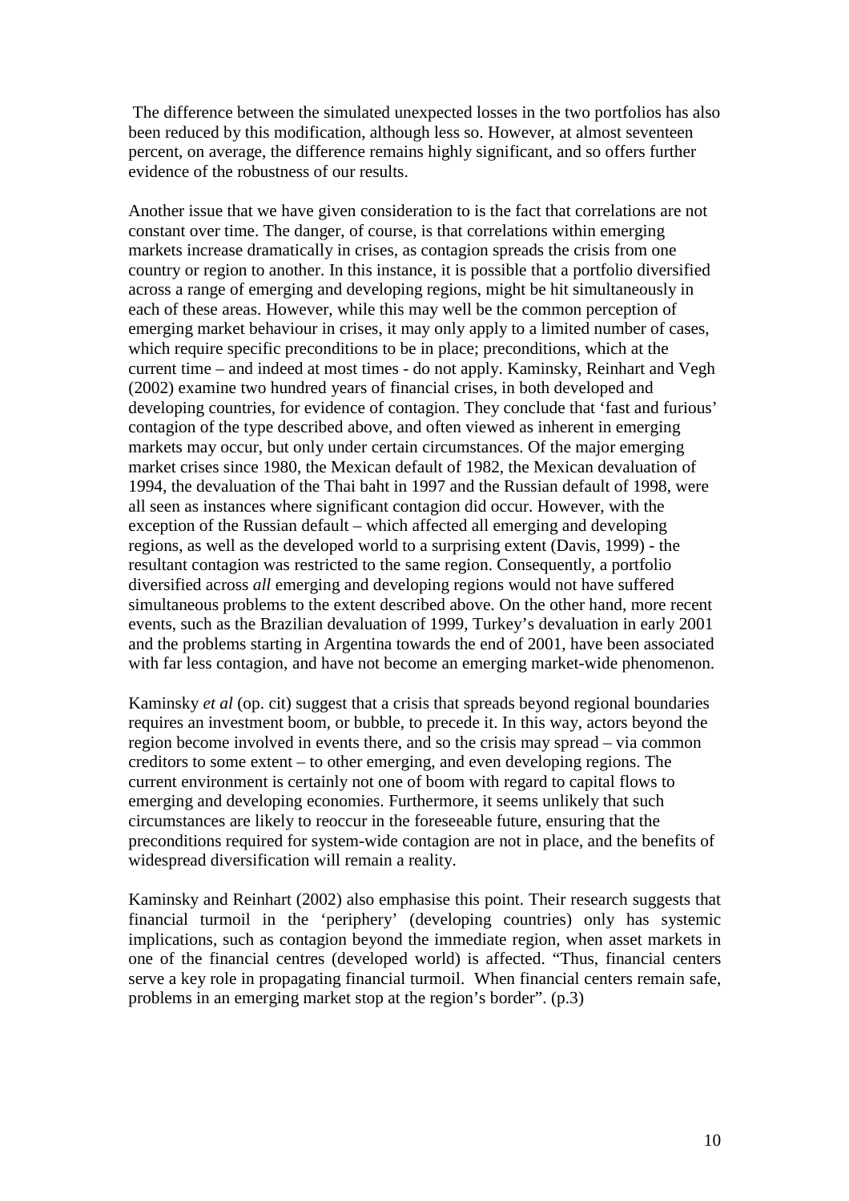The difference between the simulated unexpected losses in the two portfolios has also been reduced by this modification, although less so. However, at almost seventeen percent, on average, the difference remains highly significant, and so offers further evidence of the robustness of our results.

Another issue that we have given consideration to is the fact that correlations are not constant over time. The danger, of course, is that correlations within emerging markets increase dramatically in crises, as contagion spreads the crisis from one country or region to another. In this instance, it is possible that a portfolio diversified across a range of emerging and developing regions, might be hit simultaneously in each of these areas. However, while this may well be the common perception of emerging market behaviour in crises, it may only apply to a limited number of cases, which require specific preconditions to be in place; preconditions, which at the current time – and indeed at most times - do not apply. Kaminsky, Reinhart and Vegh (2002) examine two hundred years of financial crises, in both developed and developing countries, for evidence of contagion. They conclude that 'fast and furious' contagion of the type described above, and often viewed as inherent in emerging markets may occur, but only under certain circumstances. Of the major emerging market crises since 1980, the Mexican default of 1982, the Mexican devaluation of 1994, the devaluation of the Thai baht in 1997 and the Russian default of 1998, were all seen as instances where significant contagion did occur. However, with the exception of the Russian default – which affected all emerging and developing regions, as well as the developed world to a surprising extent (Davis, 1999) - the resultant contagion was restricted to the same region. Consequently, a portfolio diversified across *all* emerging and developing regions would not have suffered simultaneous problems to the extent described above. On the other hand, more recent events, such as the Brazilian devaluation of 1999, Turkey's devaluation in early 2001 and the problems starting in Argentina towards the end of 2001, have been associated with far less contagion, and have not become an emerging market-wide phenomenon.

Kaminsky *et al* (op. cit) suggest that a crisis that spreads beyond regional boundaries requires an investment boom, or bubble, to precede it. In this way, actors beyond the region become involved in events there, and so the crisis may spread – via common creditors to some extent – to other emerging, and even developing regions. The current environment is certainly not one of boom with regard to capital flows to emerging and developing economies. Furthermore, it seems unlikely that such circumstances are likely to reoccur in the foreseeable future, ensuring that the preconditions required for system-wide contagion are not in place, and the benefits of widespread diversification will remain a reality.

Kaminsky and Reinhart (2002) also emphasise this point. Their research suggests that financial turmoil in the 'periphery' (developing countries) only has systemic implications, such as contagion beyond the immediate region, when asset markets in one of the financial centres (developed world) is affected. "Thus, financial centers serve a key role in propagating financial turmoil. When financial centers remain safe, problems in an emerging market stop at the region's border". (p.3)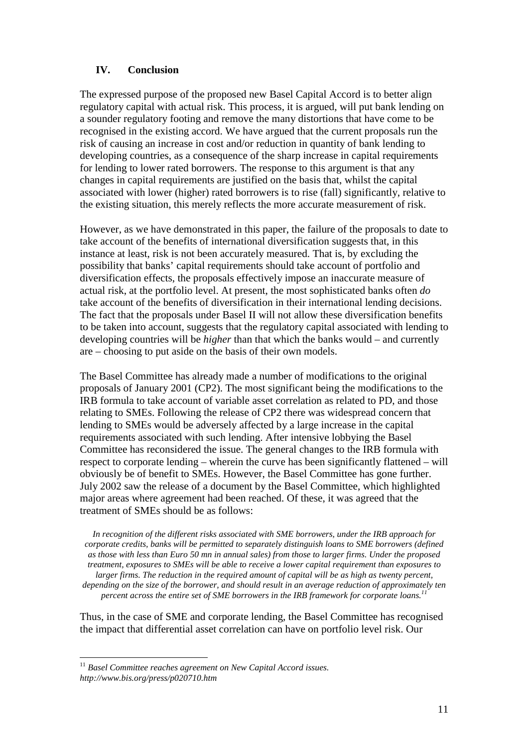## IV. Conclusion

The expressed purpose of the proposed new Basel Capital Accord is to better align regulatory capital with actual risk. This process, it is argued, will put bank lending on a sounder regulatory footing and remove the many distortions that have come to be recognised in the existing accord. We have argued that the current proposals run the risk of causing an increase in cost and/or reduction in quantity of bank lending to developing countries, as a consequence of the sharp increase in capital requirements for lending to lower rated borrowers. The response to this argument is that any changes in capital requirements are justified on the basis that, whilst the capital associated with lower (higher) rated borrowers is to rise (fall) significantly, relative to the existing situation, this merely reflects the more accurate measurement of risk.

However, as we have demonstrated in this paper, the failure of the proposals to date to take account of the benefits of international diversification suggests that, in this instance at least, risk is not been accurately measured. That is, by excluding the possibility that banks' capital requirements should take account of portfolio and diversification effects, the proposals effectively impose an inaccurate measure of actual risk, at the portfolio level. At present, the most sophisticated banks often *do* take account of the benefits of diversification in their international lending decisions. The fact that the proposals under Basel II will not allow these diversification benefits to be taken into account, suggests that the regulatory capital associated with lending to developing countries will be *higher* than that which the banks would – and currently are – choosing to put aside on the basis of their own models.

The Basel Committee has already made a number of modifications to the original proposals of January 2001 (CP2). The most significant being the modifications to the IRB formula to take account of variable asset correlation as related to PD, and those relating to SMEs. Following the release of CP2 there was widespread concern that lending to SMEs would be adversely affected by a large increase in the capital requirements associated with such lending. After intensive lobbying the Basel Committee has reconsidered the issue. The general changes to the IRB formula with respect to corporate lending – wherein the curve has been significantly flattened – will obviously be of benefit to SMEs. However, the Basel Committee has gone further. July 2002 saw the release of a document by the Basel Committee, which highlighted major areas where agreement had been reached. Of these, it was agreed that the treatment of SMEs should be as follows:

> *In recognition of the different risks associated with SME borrowers, under the IRB approach for corporate credits, banks will be permitted to separately distinguish loans to SME borrowers (defined as those with less than Euro 50 mn in annual sales) from those to larger firms. Under the proposed treatment, exposures to SMEs will be able to receive a lower capital requirement than exposures to larger firms. The reduction in the required amount of capital will be as high as twenty percent, depending on the size of the borrower, and should result in an average reduction of approximately ten percent across the entire set of SME borrowers in the IRB framework for corporate loans.*[11]

Thus, in the case of SME and corporate lending, the Basel Committee has recognised the impact that differential asset correlation can have on portfolio level risk. Our

[11] *Basel Committee reaches agreement on New Capital Accord issues. http://www.bis.org/press/p020710.htm*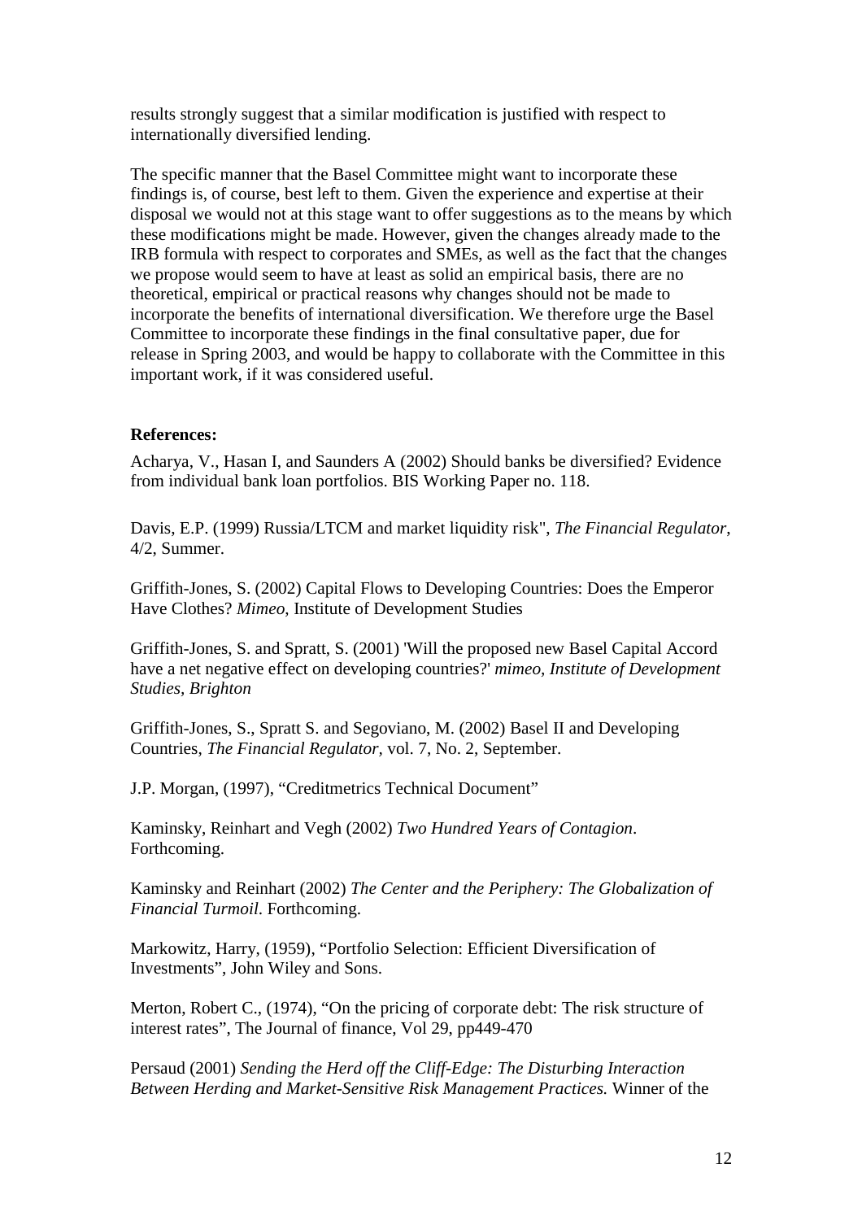results strongly suggest that a similar modification is justified with respect to internationally diversified lending.

The specific manner that the Basel Committee might want to incorporate these findings is, of course, best left to them. Given the experience and expertise at their disposal we would not at this stage want to offer suggestions as to the means by which these modifications might be made. However, given the changes already made to the IRB formula with respect to corporates and SMEs, as well as the fact that the changes we propose would seem to have at least as solid an empirical basis, there are no theoretical, empirical or practical reasons why changes should not be made to incorporate the benefits of international diversification. We therefore urge the Basel Committee to incorporate these findings in the final consultative paper, due for release in Spring 2003, and would be happy to collaborate with the Committee in this important work, if it was considered useful.

**References:**

Acharya, V., Hasan I, and Saunders A (2002) Should banks be diversified? Evidence from individual bank loan portfolios. BIS Working Paper no. 118.

Davis, E.P. (1999) Russia/LTCM and market liquidity risk", *The Financial Regulator*, 4/2, Summer.

Griffith-Jones, S. (2002) Capital Flows to Developing Countries: Does the Emperor Have Clothes? *Mimeo*, Institute of Development Studies

Griffith-Jones, S. and Spratt, S. (2001) 'Will the proposed new Basel Capital Accord have a net negative effect on developing countries?' *mimeo, Institute of Development Studies, Brighton*

Griffith-Jones, S., Spratt S. and Segoviano, M. (2002) Basel II and Developing Countries, *The Financial Regulator*, vol. 7, No. 2, September.

J.P. Morgan, (1997), "Creditmetrics Technical Document"

Kaminsky, Reinhart and Vegh (2002) *Two Hundred Years of Contagion*. Forthcoming.

Kaminsky and Reinhart (2002) *The Center and the Periphery: The Globalization of Financial Turmoil*. Forthcoming.

Markowitz, Harry, (1959), "Portfolio Selection: Efficient Diversification of Investments", John Wiley and Sons.

Merton, Robert C., (1974), "On the pricing of corporate debt: The risk structure of interest rates", The Journal of finance, Vol 29, pp449-470

Persaud (2001) *Sending the Herd off the Cliff-Edge: The Disturbing Interaction Between Herding and Market-Sensitive Risk Management Practices.* Winner of the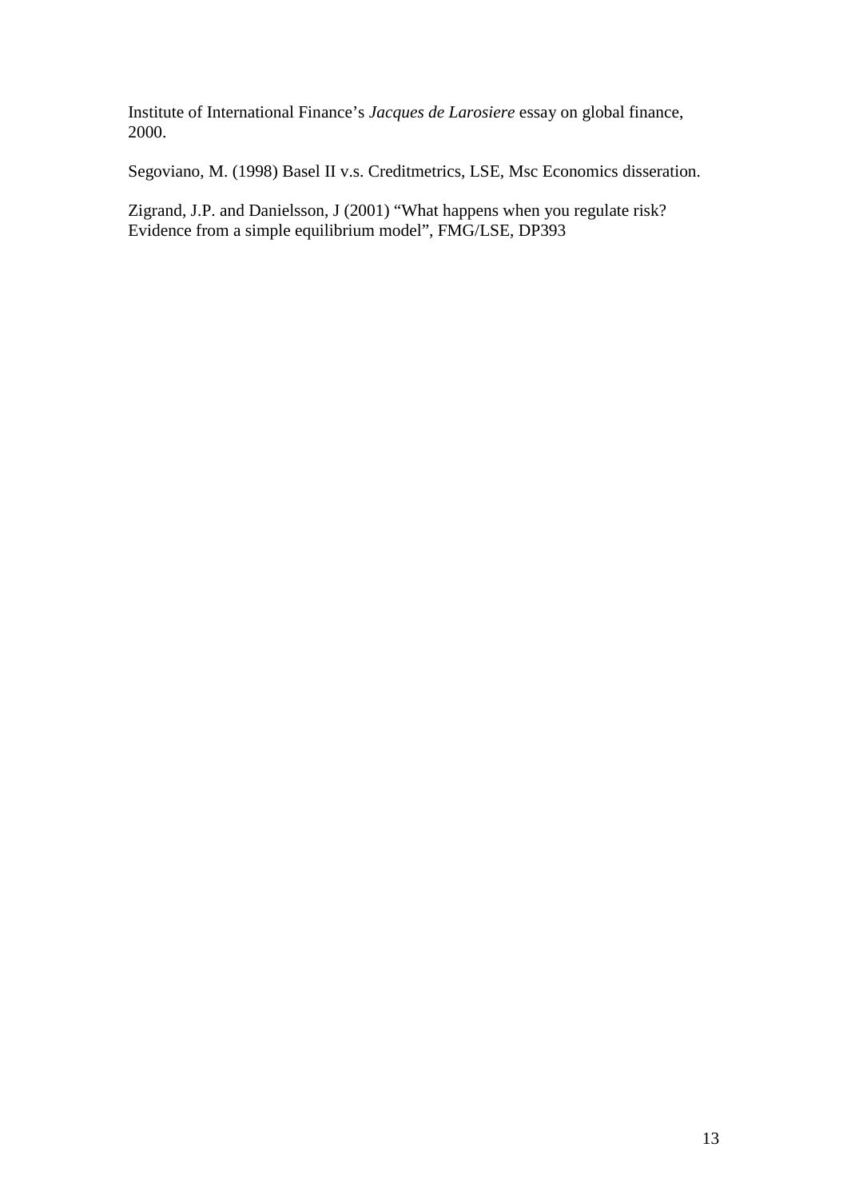Institute of International Finance's *Jacques de Larosiere* essay on global finance, 2000.

Segoviano, M. (1998) Basel II v.s. Creditmetrics, LSE, Msc Economics disseration.

Zigrand, J.P. and Danielsson, J (2001) "What happens when you regulate risk? Evidence from a simple equilibrium model", FMG/LSE, DP393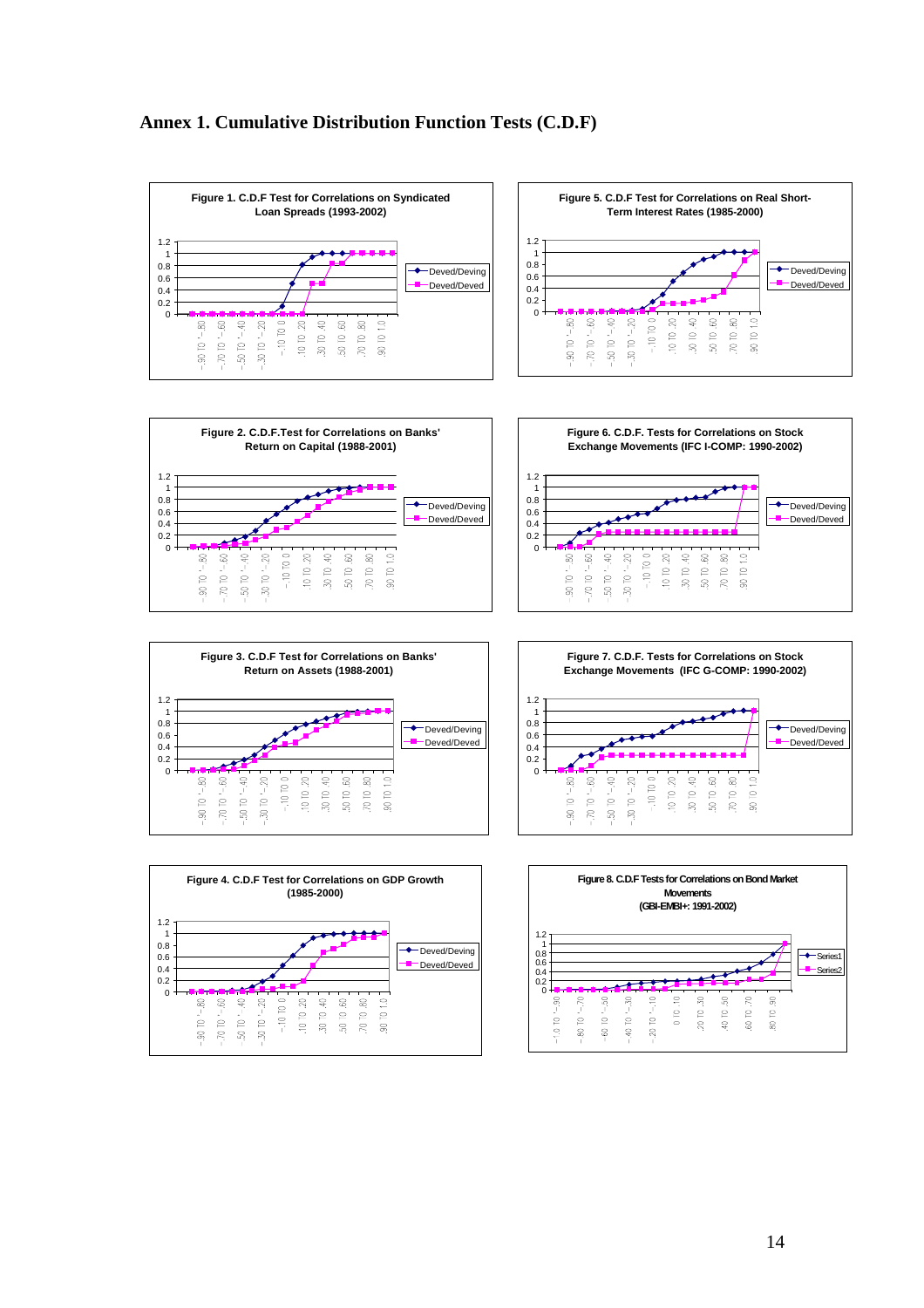## Annex 1. Cumulative Distribution Function Tests (C.D.F)

**Figure 1. C.D.F Test for Correlations on Syndicated Loan Spreads (1993-2002)**

**Figure 5. C.D.F Test for Correlations on Real Short-Term Interest Rates (1985-2000)**

**Figure 2. C.D.F.Test for Correlations on Banks' Return on Capital (1988-2001)**

**Figure 6. C.D.F. Tests for Correlations on Stock Exchange Movements (IFC I-COMP: 1990-2002)**

**Figure 3. C.D.F Test for Correlations on Banks' Return on Assets (1988-2001)**

**Figure 7. C.D.F. Tests for Correlations on Stock Exchange Movements (IFC G-COMP: 1990-2002)**

**Figure 4. C.D.F Test for Correlations on GDP Growth (1985-2000)**

**Figure 8. C.D.F Tests for Correlations on Bond Market Movements (GBI-EMBI+: 1991-2002)**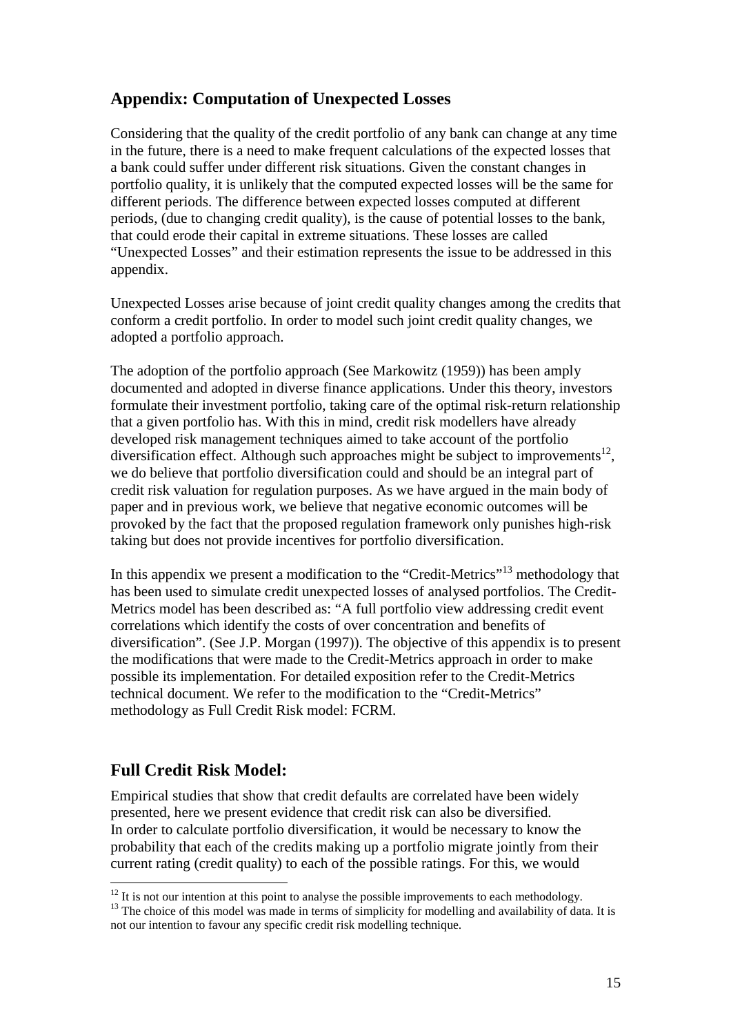## Appendix: Computation of Unexpected Losses

Considering that the quality of the credit portfolio of any bank can change at any time in the future, there is a need to make frequent calculations of the expected losses that a bank could suffer under different risk situations. Given the constant changes in portfolio quality, it is unlikely that the computed expected losses will be the same for different periods. The difference between expected losses computed at different periods, (due to changing credit quality), is the cause of potential losses to the bank, that could erode their capital in extreme situations. These losses are called "Unexpected Losses" and their estimation represents the issue to be addressed in this appendix.

Unexpected Losses arise because of joint credit quality changes among the credits that conform a credit portfolio. In order to model such joint credit quality changes, we adopted a portfolio approach.

The adoption of the portfolio approach (See Markowitz (1959)) has been amply documented and adopted in diverse finance applications. Under this theory, investors formulate their investment portfolio, taking care of the optimal risk-return relationship that a given portfolio has. With this in mind, credit risk modellers have already developed risk management techniques aimed to take account of the portfolio diversification effect. Although such approaches might be subject to improvements[12], we do believe that portfolio diversification could and should be an integral part of credit risk valuation for regulation purposes. As we have argued in the main body of paper and in previous work, we believe that negative economic outcomes will be provoked by the fact that the proposed regulation framework only punishes high-risk taking but does not provide incentives for portfolio diversification.

In this appendix we present a modification to the "Credit-Metrics"[13] methodology that has been used to simulate credit unexpected losses of analysed portfolios. The Credit-Metrics model has been described as: "A full portfolio view addressing credit event correlations which identify the costs of over concentration and benefits of diversification". (See J.P. Morgan (1997)). The objective of this appendix is to present the modifications that were made to the Credit-Metrics approach in order to make possible its implementation. For detailed exposition refer to the Credit-Metrics technical document. We refer to the modification to the "Credit-Metrics" methodology as Full Credit Risk model: FCRM.

## Full Credit Risk Model:

Empirical studies that show that credit defaults are correlated have been widely presented, here we present evidence that credit risk can also be diversified. In order to calculate portfolio diversification, it would be necessary to know the probability that each of the credits making up a portfolio migrate jointly from their current rating (credit quality) to each of the possible ratings. For this, we would

[12] It is not our intention at this point to analyse the possible improvements to each methodology.

[13] The choice of this model was made in terms of simplicity for modelling and availability of data. It is not our intention to favour any specific credit risk modelling technique.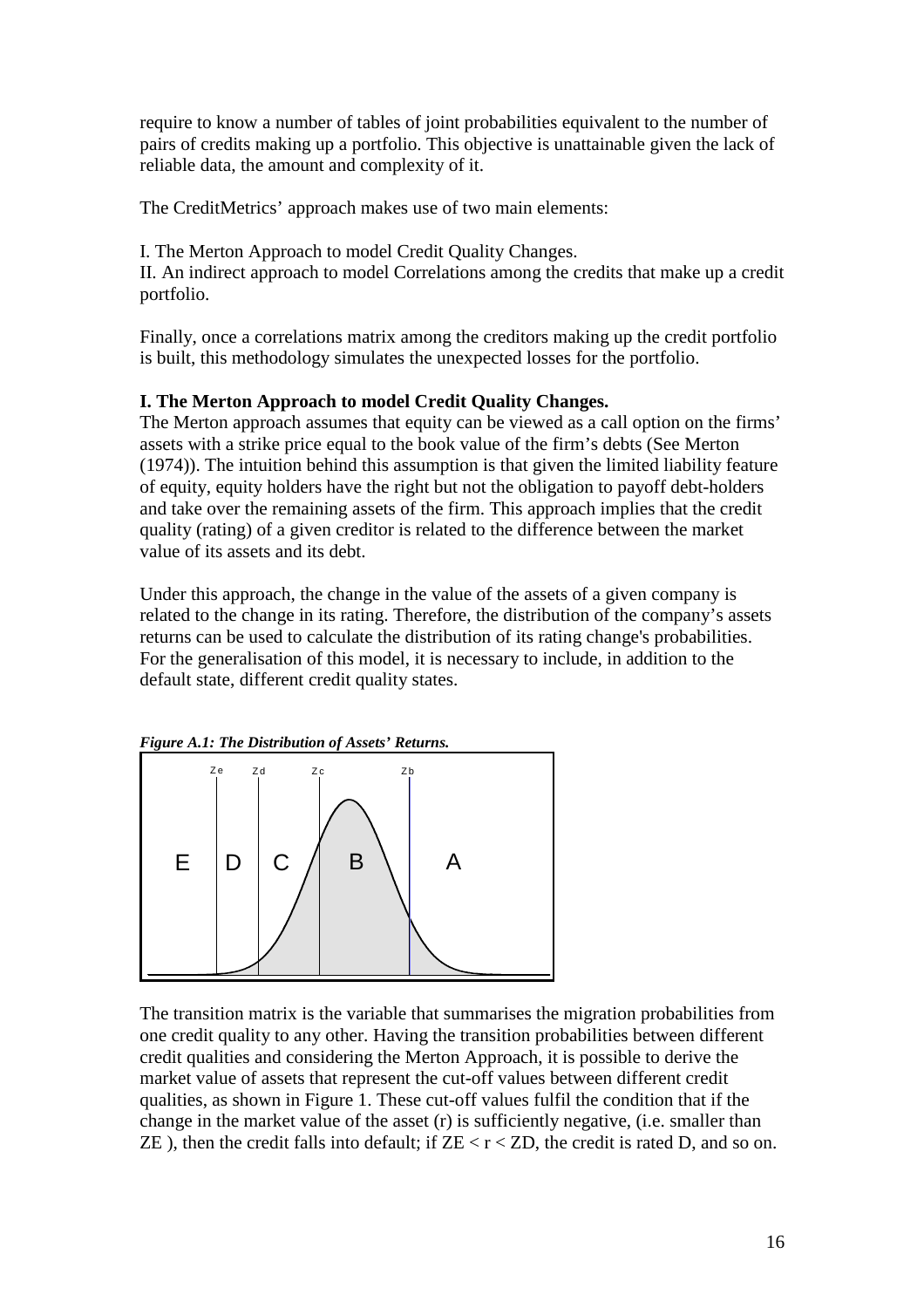require to know a number of tables of joint probabilities equivalent to the number of pairs of credits making up a portfolio. This objective is unattainable given the lack of reliable data, the amount and complexity of it.

The CreditMetrics' approach makes use of two main elements:

I. The Merton Approach to model Credit Quality Changes.
II. An indirect approach to model Correlations among the credits that make up a credit portfolio.

Finally, once a correlations matrix among the creditors making up the credit portfolio is built, this methodology simulates the unexpected losses for the portfolio.

**I. The Merton Approach to model Credit Quality Changes.**
The Merton approach assumes that equity can be viewed as a call option on the firms' assets with a strike price equal to the book value of the firm's debts (See Merton (1974)). The intuition behind this assumption is that given the limited liability feature of equity, equity holders have the right but not the obligation to payoff debt-holders and take over the remaining assets of the firm. This approach implies that the credit quality (rating) of a given creditor is related to the difference between the market value of its assets and its debt.

Under this approach, the change in the value of the assets of a given company is related to the change in its rating. Therefore, the distribution of the company's assets returns can be used to calculate the distribution of its rating change's probabilities. For the generalisation of this model, it is necessary to include, in addition to the default state, different credit quality states.

***Figure A.1: The Distribution of Assets' Returns.***

The transition matrix is the variable that summarises the migration probabilities from one credit quality to any other. Having the transition probabilities between different credit qualities and considering the Merton Approach, it is possible to derive the market value of assets that represent the cut-off values between different credit qualities, as shown in Figure 1. These cut-off values fulfil the condition that if the change in the market value of the asset (r) is sufficiently negative, (i.e. smaller than ZE ), then the credit falls into default; if $ZE < r < ZD$, the credit is rated D, and so on.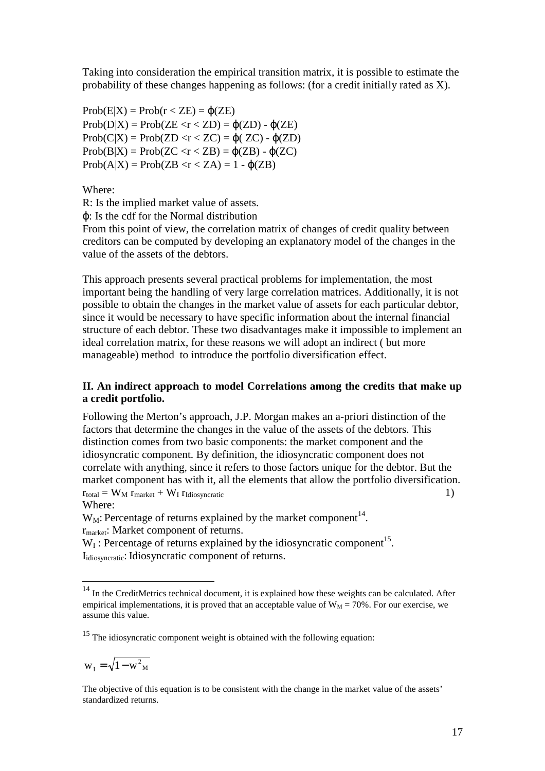Taking into consideration the empirical transition matrix, it is possible to estimate the probability of these changes happening as follows: (for a credit initially rated as X).

$\text{Prob}(E|X) = \text{Prob}(r < ZE) = \varphi(ZE)$
$\text{Prob}(D|X) = \text{Prob}(ZE < r < ZD) = \varphi(ZD) - \varphi(ZE)$
$\text{Prob}(C|X) = \text{Prob}(ZD < r < ZC) = \varphi(ZC) - \varphi(ZD)$
$\text{Prob}(B|X) = \text{Prob}(ZC < r < ZB) = \varphi(ZB) - \varphi(ZC)$
$\text{Prob}(A|X) = \text{Prob}(ZB < r < ZA) = 1 - \varphi(ZB)$

Where:
R: Is the implied market value of assets.
$\varphi$: Is the cdf for the Normal distribution
From this point of view, the correlation matrix of changes of credit quality between creditors can be computed by developing an explanatory model of the changes in the value of the assets of the debtors.

This approach presents several practical problems for implementation, the most important being the handling of very large correlation matrices. Additionally, it is not possible to obtain the changes in the market value of assets for each particular debtor, since it would be necessary to have specific information about the internal financial structure of each debtor. These two disadvantages make it impossible to implement an ideal correlation matrix, for these reasons we will adopt an indirect ( but more manageable) method to introduce the portfolio diversification effect.

## II. An indirect approach to model Correlations among the credits that make up a credit portfolio.

Following the Merton's approach, J.P. Morgan makes an a-priori distinction of the factors that determine the changes in the value of the assets of the debtors. This distinction comes from two basic components: the market component and the idiosyncratic component. By definition, the idiosyncratic component does not correlate with anything, since it refers to those factors unique for the debtor. But the market component has with it, all the elements that allow the portfolio diversification.

$$r_{total} = W_M \, r_{market} + W_I \, r_{Idiosyncratic} \qquad 1)$$

Where:
$W_M$: Percentage of returns explained by the market component[14].
$r_{market}$: Market component of returns.
$W_I$ : Percentage of returns explained by the idiosyncratic component[15].
$I_{idiosyncratic}$: Idiosyncratic component of returns.

---

[14] In the CreditMetrics technical document, it is explained how these weights can be calculated. After empirical implementations, it is proved that an acceptable value of $W_M = 70\%$. For our exercise, we assume this value.

[15] The idiosyncratic component weight is obtained with the following equation:

$$w_I = \sqrt{1 - w_M^2}$$

The objective of this equation is to be consistent with the change in the market value of the assets' standardized returns.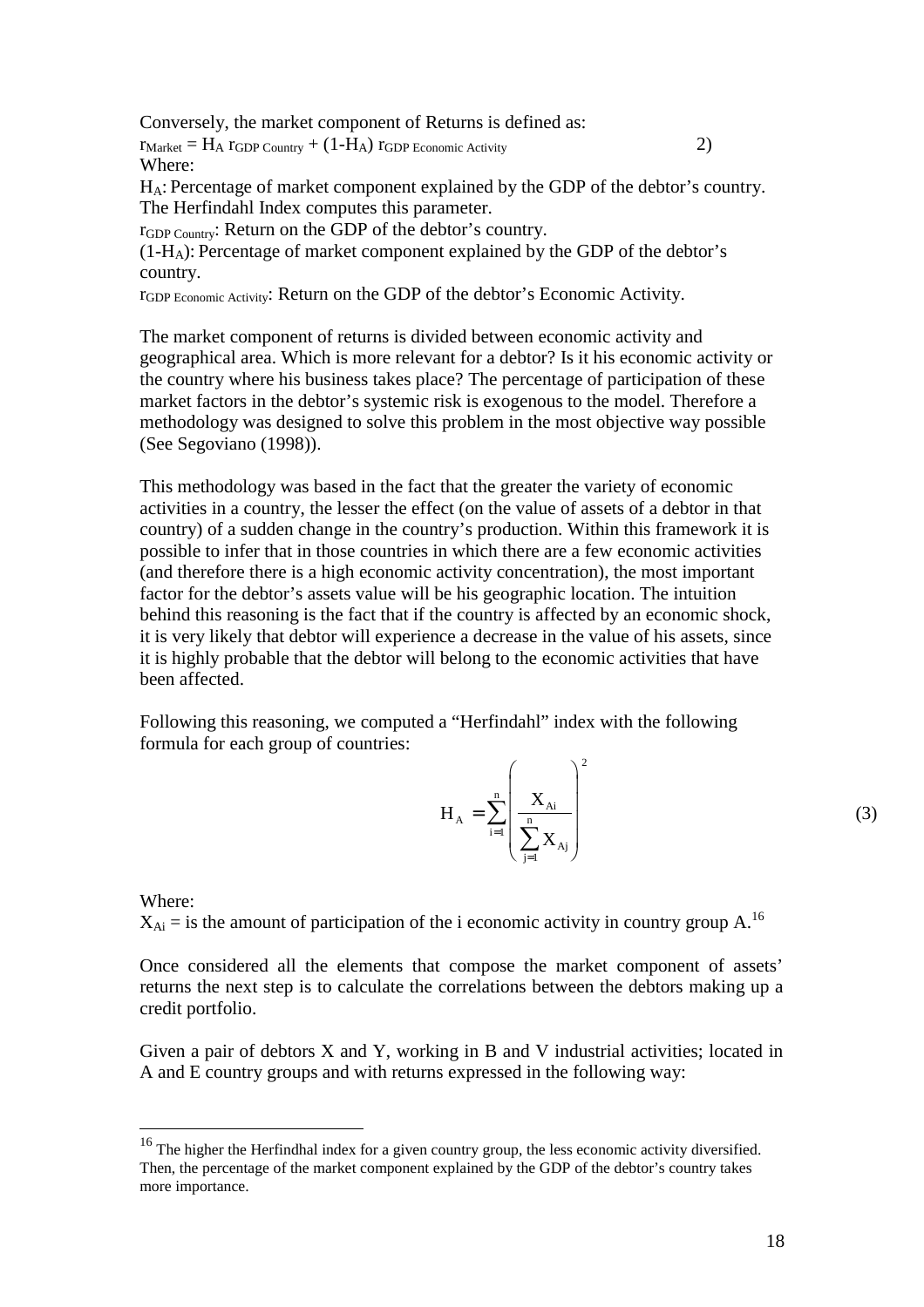Conversely, the market component of Returns is defined as:

$$r_{Market} = H_A \, r_{GDP\ Country} + (1-H_A) \, r_{GDP\ Economic\ Activity} \qquad 2)$$

Where:

$H_A$: Percentage of market component explained by the GDP of the debtor's country. The Herfindahl Index computes this parameter.

$r_{GDP\ Country}$: Return on the GDP of the debtor's country.

$(1-H_A)$: Percentage of market component explained by the GDP of the debtor's country.

$r_{GDP\ Economic\ Activity}$: Return on the GDP of the debtor's Economic Activity.

The market component of returns is divided between economic activity and geographical area. Which is more relevant for a debtor? Is it his economic activity or the country where his business takes place? The percentage of participation of these market factors in the debtor's systemic risk is exogenous to the model. Therefore a methodology was designed to solve this problem in the most objective way possible (See Segoviano (1998)).

This methodology was based in the fact that the greater the variety of economic activities in a country, the lesser the effect (on the value of assets of a debtor in that country) of a sudden change in the country's production. Within this framework it is possible to infer that in those countries in which there are a few economic activities (and therefore there is a high economic activity concentration), the most important factor for the debtor's assets value will be his geographic location. The intuition behind this reasoning is the fact that if the country is affected by an economic shock, it is very likely that debtor will experience a decrease in the value of his assets, since it is highly probable that the debtor will belong to the economic activities that have been affected.

Following this reasoning, we computed a "Herfindahl" index with the following formula for each group of countries:

$$H_A = \sum_{i=1}^{n} \left( \frac{X_{Ai}}{\sum_{j=1}^{n} X_{Aj}} \right)^2 \qquad (3)$$

Where:

$X_{Ai}$ = is the amount of participation of the i economic activity in country group A.[16]

Once considered all the elements that compose the market component of assets' returns the next step is to calculate the correlations between the debtors making up a credit portfolio.

Given a pair of debtors X and Y, working in B and V industrial activities; located in A and E country groups and with returns expressed in the following way:

---

[16] The higher the Herfindhal index for a given country group, the less economic activity diversified. Then, the percentage of the market component explained by the GDP of the debtor's country takes more importance.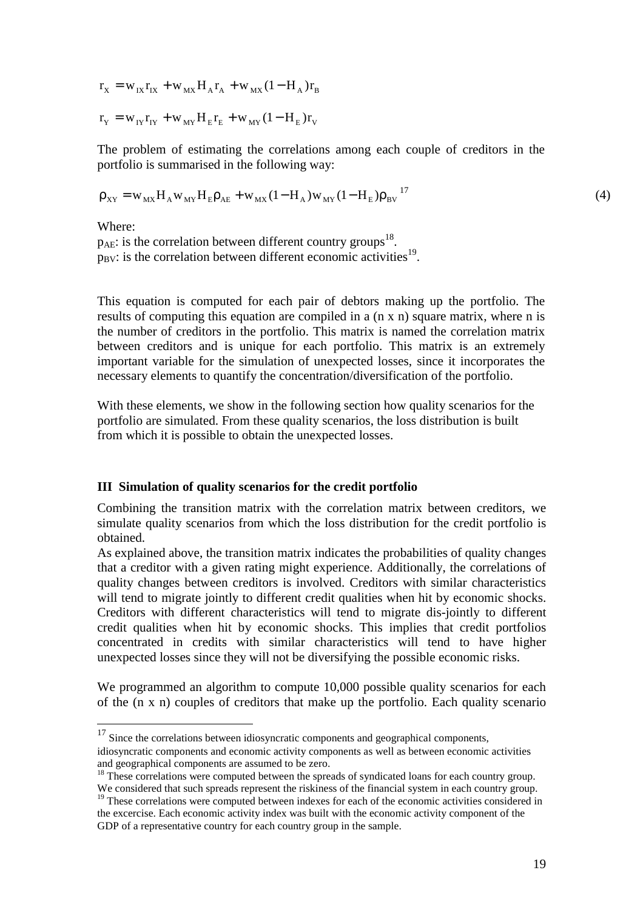$$r_X = w_{IX} r_{IX} + w_{MX} H_A r_A + w_{MX} (1 - H_A) r_B$$

$$r_Y = w_{IY} r_{IY} + w_{MY} H_E r_E + w_{MY} (1 - H_E) r_V$$

The problem of estimating the correlations among each couple of creditors in the portfolio is summarised in the following way:

$$\rho_{XY} = w_{MX} H_A w_{MY} H_E \rho_{AE} + w_{MX} (1 - H_A) w_{MY} (1 - H_E) \rho_{BV} \quad (4)$$

[17]

Where:
$p_{AE}$: is the correlation between different country groups[18].
$p_{BV}$: is the correlation between different economic activities[19].

This equation is computed for each pair of debtors making up the portfolio. The results of computing this equation are compiled in a (n x n) square matrix, where n is the number of creditors in the portfolio. This matrix is named the correlation matrix between creditors and is unique for each portfolio. This matrix is an extremely important variable for the simulation of unexpected losses, since it incorporates the necessary elements to quantify the concentration/diversification of the portfolio.

With these elements, we show in the following section how quality scenarios for the portfolio are simulated. From these quality scenarios, the loss distribution is built from which it is possible to obtain the unexpected losses.

## III Simulation of quality scenarios for the credit portfolio

Combining the transition matrix with the correlation matrix between creditors, we simulate quality scenarios from which the loss distribution for the credit portfolio is obtained.

As explained above, the transition matrix indicates the probabilities of quality changes that a creditor with a given rating might experience. Additionally, the correlations of quality changes between creditors is involved. Creditors with similar characteristics will tend to migrate jointly to different credit qualities when hit by economic shocks. Creditors with different characteristics will tend to migrate dis-jointly to different credit qualities when hit by economic shocks. This implies that credit portfolios concentrated in credits with similar characteristics will tend to have higher unexpected losses since they will not be diversifying the possible economic risks.

We programmed an algorithm to compute 10,000 possible quality scenarios for each of the (n x n) couples of creditors that make up the portfolio. Each quality scenario

---

[17] Since the correlations between idiosyncratic components and geographical components, idiosyncratic components and economic activity components as well as between economic activities and geographical components are assumed to be zero.

[18] These correlations were computed between the spreads of syndicated loans for each country group. We considered that such spreads represent the riskiness of the financial system in each country group.

[19] These correlations were computed between indexes for each of the economic activities considered in the excercise. Each economic activity index was built with the economic activity component of the GDP of a representative country for each country group in the sample.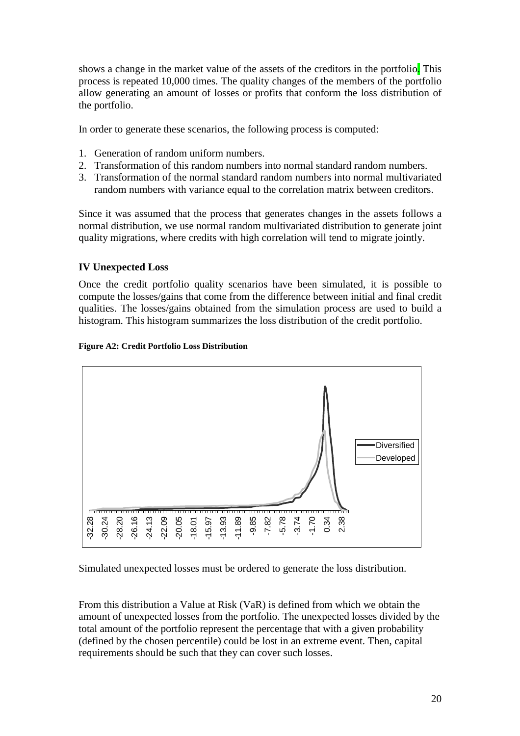shows a change in the market value of the assets of the creditors in the portfolio. This process is repeated 10,000 times. The quality changes of the members of the portfolio allow generating an amount of losses or profits that conform the loss distribution of the portfolio.

In order to generate these scenarios, the following process is computed:

1. Generation of random uniform numbers.
2. Transformation of this random numbers into normal standard random numbers.
3. Transformation of the normal standard random numbers into normal multivariated random numbers with variance equal to the correlation matrix between creditors.

Since it was assumed that the process that generates changes in the assets follows a normal distribution, we use normal random multivariated distribution to generate joint quality migrations, where credits with high correlation will tend to migrate jointly.

## IV Unexpected Loss

Once the credit portfolio quality scenarios have been simulated, it is possible to compute the losses/gains that come from the difference between initial and final credit qualities. The losses/gains obtained from the simulation process are used to build a histogram. This histogram summarizes the loss distribution of the credit portfolio.

**Figure A2: Credit Portfolio Loss Distribution**

Simulated unexpected losses must be ordered to generate the loss distribution.

From this distribution a Value at Risk (VaR) is defined from which we obtain the amount of unexpected losses from the portfolio. The unexpected losses divided by the total amount of the portfolio represent the percentage that with a given probability (defined by the chosen percentile) could be lost in an extreme event. Then, capital requirements should be such that they can cover such losses.